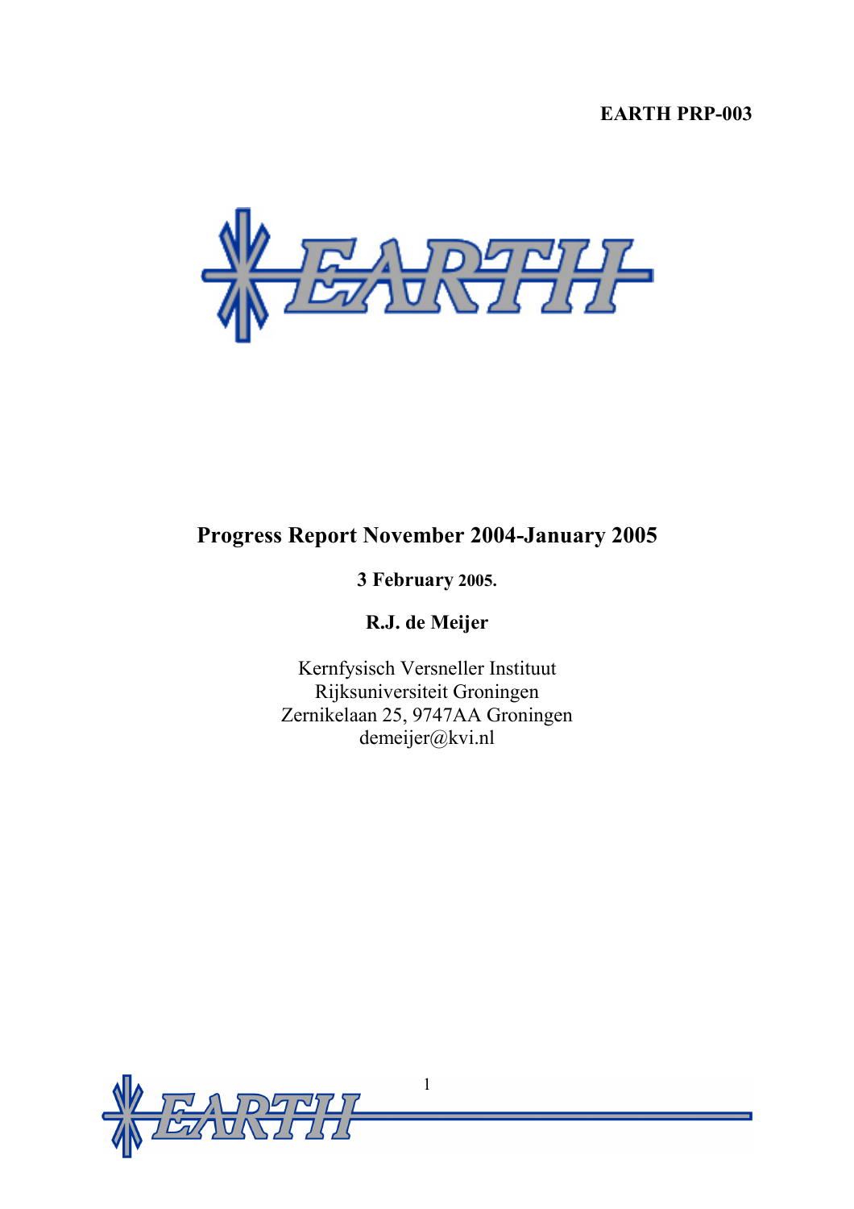**EARTH PRP-003**

# Progress Report November 2004-January 2005

**3 February 2005.**

**R.J. de Meijer**

Kernfysisch Versneller Instituut  
Rijksuniversiteit Groningen  
Zernikelaan 25, 9747AA Groningen  
demeijer@kvi.nl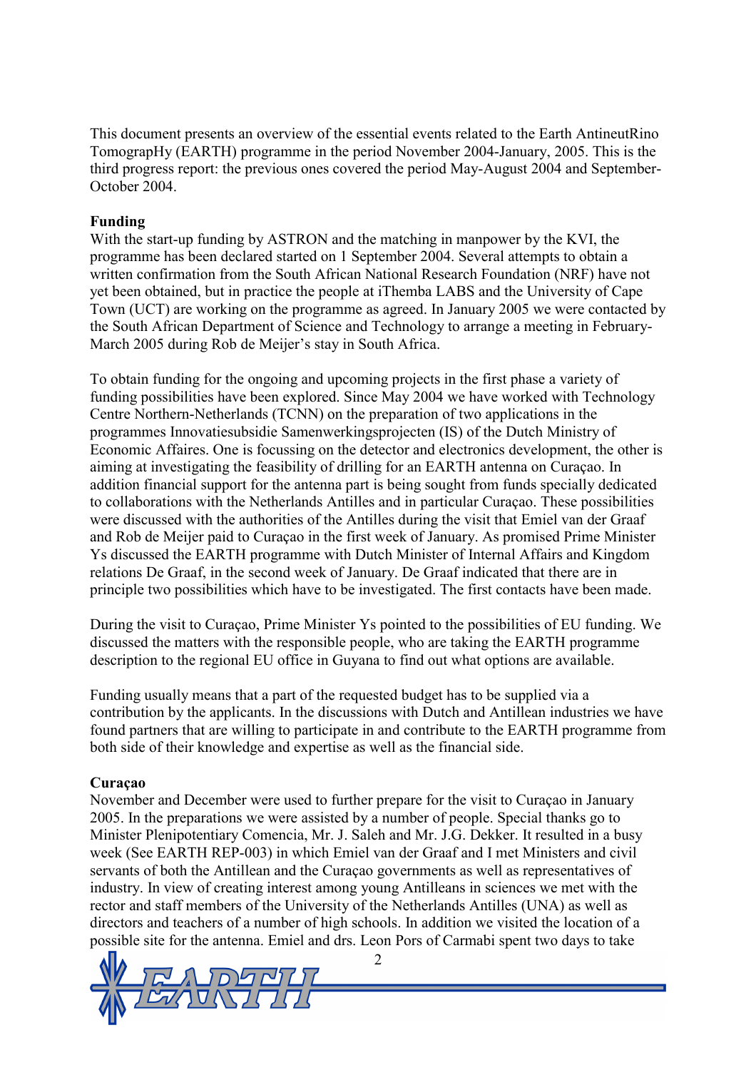This document presents an overview of the essential events related to the Earth AntineutRino TomograpHy (EARTH) programme in the period November 2004-January, 2005. This is the third progress report: the previous ones covered the period May-August 2004 and September-October 2004.

**Funding**

With the start-up funding by ASTRON and the matching in manpower by the KVI, the programme has been declared started on 1 September 2004. Several attempts to obtain a written confirmation from the South African National Research Foundation (NRF) have not yet been obtained, but in practice the people at iThemba LABS and the University of Cape Town (UCT) are working on the programme as agreed. In January 2005 we were contacted by the South African Department of Science and Technology to arrange a meeting in February-March 2005 during Rob de Meijer's stay in South Africa.

To obtain funding for the ongoing and upcoming projects in the first phase a variety of funding possibilities have been explored. Since May 2004 we have worked with Technology Centre Northern-Netherlands (TCNN) on the preparation of two applications in the programmes Innovatiesubsidie Samenwerkingsprojecten (IS) of the Dutch Ministry of Economic Affaires. One is focussing on the detector and electronics development, the other is aiming at investigating the feasibility of drilling for an EARTH antenna on Curaçao. In addition financial support for the antenna part is being sought from funds specially dedicated to collaborations with the Netherlands Antilles and in particular Curaçao. These possibilities were discussed with the authorities of the Antilles during the visit that Emiel van der Graaf and Rob de Meijer paid to Curaçao in the first week of January. As promised Prime Minister Ys discussed the EARTH programme with Dutch Minister of Internal Affairs and Kingdom relations De Graaf, in the second week of January. De Graaf indicated that there are in principle two possibilities which have to be investigated. The first contacts have been made.

During the visit to Curaçao, Prime Minister Ys pointed to the possibilities of EU funding. We discussed the matters with the responsible people, who are taking the EARTH programme description to the regional EU office in Guyana to find out what options are available.

Funding usually means that a part of the requested budget has to be supplied via a contribution by the applicants. In the discussions with Dutch and Antillean industries we have found partners that are willing to participate in and contribute to the EARTH programme from both side of their knowledge and expertise as well as the financial side.

**Curaçao**

November and December were used to further prepare for the visit to Curaçao in January 2005. In the preparations we were assisted by a number of people. Special thanks go to Minister Plenipotentiary Comencia, Mr. J. Saleh and Mr. J.G. Dekker. It resulted in a busy week (See EARTH REP-003) in which Emiel van der Graaf and I met Ministers and civil servants of both the Antillean and the Curaçao governments as well as representatives of industry. In view of creating interest among young Antilleans in sciences we met with the rector and staff members of the University of the Netherlands Antilles (UNA) as well as directors and teachers of a number of high schools. In addition we visited the location of a possible site for the antenna. Emiel and drs. Leon Pors of Carmabi spent two days to take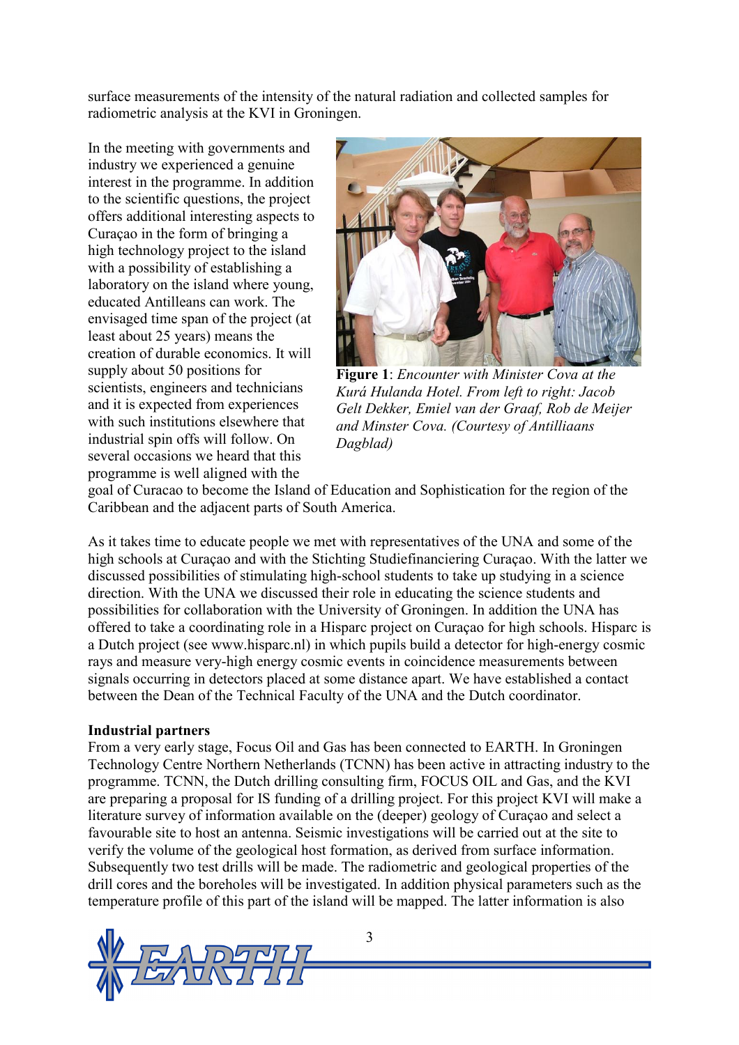surface measurements of the intensity of the natural radiation and collected samples for radiometric analysis at the KVI in Groningen.

In the meeting with governments and industry we experienced a genuine interest in the programme. In addition to the scientific questions, the project offers additional interesting aspects to Curaçao in the form of bringing a high technology project to the island with a possibility of establishing a laboratory on the island where young, educated Antilleans can work. The envisaged time span of the project (at least about 25 years) means the creation of durable economics. It will supply about 50 positions for scientists, engineers and technicians and it is expected from experiences with such institutions elsewhere that industrial spin offs will follow. On several occasions we heard that this programme is well aligned with the goal of Curacao to become the Island of Education and Sophistication for the region of the Caribbean and the adjacent parts of South America.

**Figure 1**: *Encounter with Minister Cova at the Kurá Hulanda Hotel. From left to right: Jacob Gelt Dekker, Emiel van der Graaf, Rob de Meijer and Minster Cova. (Courtesy of Antilliaans Dagblad)*

As it takes time to educate people we met with representatives of the UNA and some of the high schools at Curaçao and with the Stichting Studiefinanciering Curaçao. With the latter we discussed possibilities of stimulating high-school students to take up studying in a science direction. With the UNA we discussed their role in educating the science students and possibilities for collaboration with the University of Groningen. In addition the UNA has offered to take a coordinating role in a Hisparc project on Curaçao for high schools. Hisparc is a Dutch project (see www.hisparc.nl) in which pupils build a detector for high-energy cosmic rays and measure very-high energy cosmic events in coincidence measurements between signals occurring in detectors placed at some distance apart. We have established a contact between the Dean of the Technical Faculty of the UNA and the Dutch coordinator.

**Industrial partners**

From a very early stage, Focus Oil and Gas has been connected to EARTH. In Groningen Technology Centre Northern Netherlands (TCNN) has been active in attracting industry to the programme. TCNN, the Dutch drilling consulting firm, FOCUS OIL and Gas, and the KVI are preparing a proposal for IS funding of a drilling project. For this project KVI will make a literature survey of information available on the (deeper) geology of Curaçao and select a favourable site to host an antenna. Seismic investigations will be carried out at the site to verify the volume of the geological host formation, as derived from surface information. Subsequently two test drills will be made. The radiometric and geological properties of the drill cores and the boreholes will be investigated. In addition physical parameters such as the temperature profile of this part of the island will be mapped. The latter information is also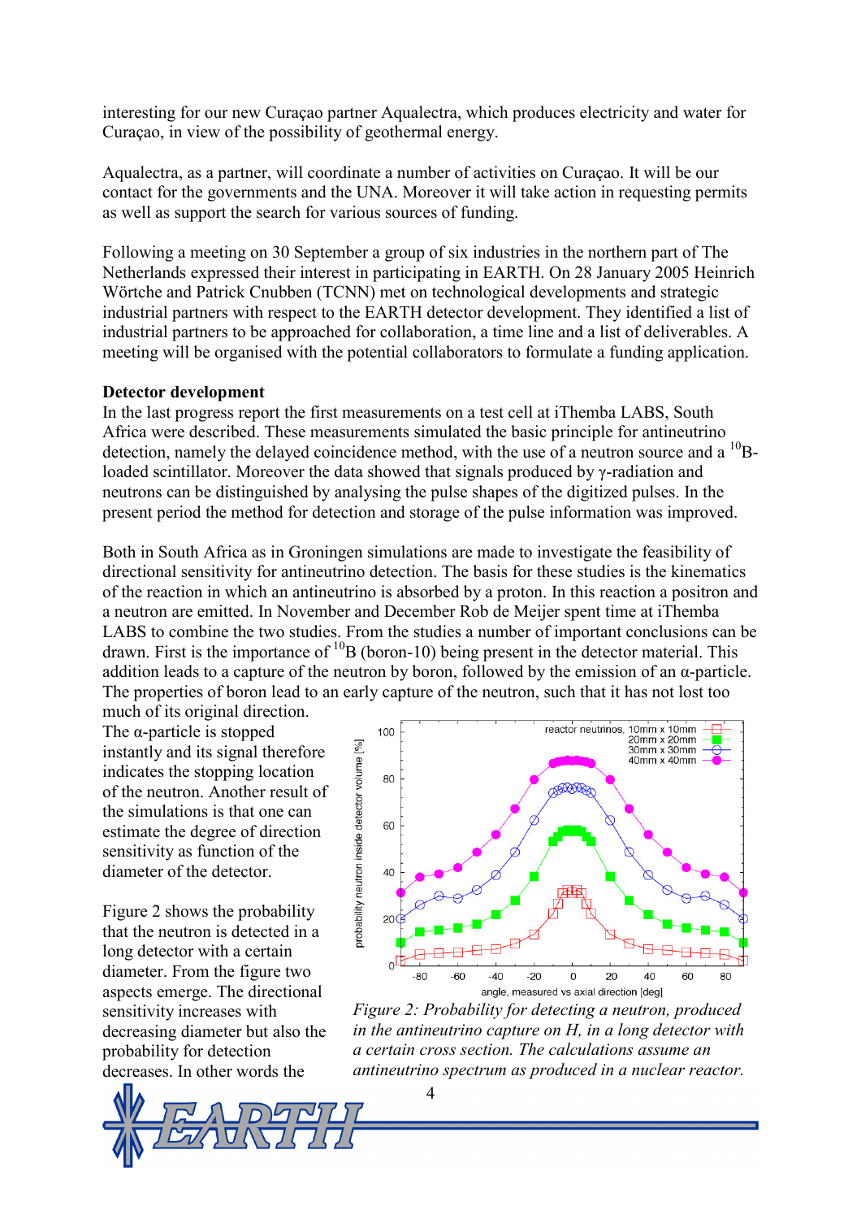interesting for our new Curaçao partner Aqualectra, which produces electricity and water for Curaçao, in view of the possibility of geothermal energy.

Aqualectra, as a partner, will coordinate a number of activities on Curaçao. It will be our contact for the governments and the UNA. Moreover it will take action in requesting permits as well as support the search for various sources of funding.

Following a meeting on 30 September a group of six industries in the northern part of The Netherlands expressed their interest in participating in EARTH. On 28 January 2005 Heinrich Wörtche and Patrick Cnubben (TCNN) met on technological developments and strategic industrial partners with respect to the EARTH detector development. They identified a list of industrial partners to be approached for collaboration, a time line and a list of deliverables. A meeting will be organised with the potential collaborators to formulate a funding application.

**Detector development**

In the last progress report the first measurements on a test cell at iThemba LABS, South Africa were described. These measurements simulated the basic principle for antineutrino detection, namely the delayed coincidence method, with the use of a neutron source and a $^{10}$B-loaded scintillator. Moreover the data showed that signals produced by γ-radiation and neutrons can be distinguished by analysing the pulse shapes of the digitized pulses. In the present period the method for detection and storage of the pulse information was improved.

Both in South Africa as in Groningen simulations are made to investigate the feasibility of directional sensitivity for antineutrino detection. The basis for these studies is the kinematics of the reaction in which an antineutrino is absorbed by a proton. In this reaction a positron and a neutron are emitted. In November and December Rob de Meijer spent time at iThemba LABS to combine the two studies. From the studies a number of important conclusions can be drawn. First is the importance of $^{10}$B (boron-10) being present in the detector material. This addition leads to a capture of the neutron by boron, followed by the emission of an α-particle. The properties of boron lead to an early capture of the neutron, such that it has not lost too much of its original direction. The α-particle is stopped instantly and its signal therefore indicates the stopping location of the neutron. Another result of the simulations is that one can estimate the degree of direction sensitivity as function of the diameter of the detector.

Figure 2 shows the probability that the neutron is detected in a long detector with a certain diameter. From the figure two aspects emerge. The directional sensitivity increases with decreasing diameter but also the probability for detection decreases. In other words the

*Figure 2: Probability for detecting a neutron, produced in the antineutrino capture on H, in a long detector with a certain cross section. The calculations assume an antineutrino spectrum as produced in a nuclear reactor.*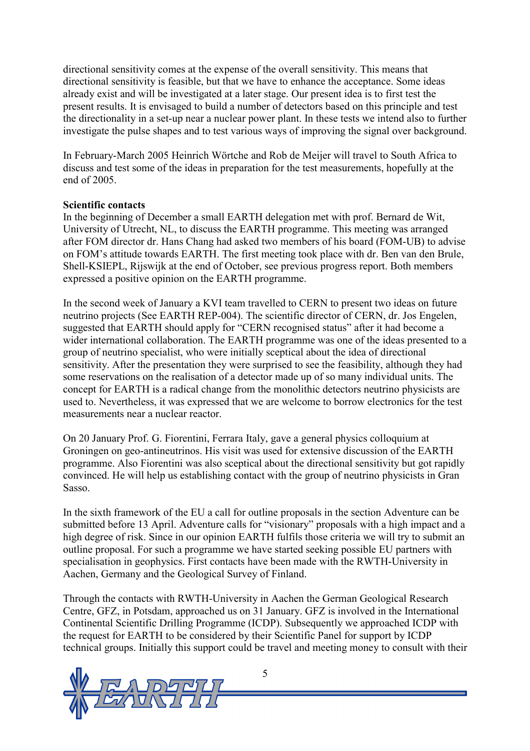directional sensitivity comes at the expense of the overall sensitivity. This means that directional sensitivity is feasible, but that we have to enhance the acceptance. Some ideas already exist and will be investigated at a later stage. Our present idea is to first test the present results. It is envisaged to build a number of detectors based on this principle and test the directionality in a set-up near a nuclear power plant. In these tests we intend also to further investigate the pulse shapes and to test various ways of improving the signal over background.

In February-March 2005 Heinrich Wörtche and Rob de Meijer will travel to South Africa to discuss and test some of the ideas in preparation for the test measurements, hopefully at the end of 2005.

**Scientific contacts**

In the beginning of December a small EARTH delegation met with prof. Bernard de Wit, University of Utrecht, NL, to discuss the EARTH programme. This meeting was arranged after FOM director dr. Hans Chang had asked two members of his board (FOM-UB) to advise on FOM's attitude towards EARTH. The first meeting took place with dr. Ben van den Brule, Shell-KSIEPL, Rijswijk at the end of October, see previous progress report. Both members expressed a positive opinion on the EARTH programme.

In the second week of January a KVI team travelled to CERN to present two ideas on future neutrino projects (See EARTH REP-004). The scientific director of CERN, dr. Jos Engelen, suggested that EARTH should apply for "CERN recognised status" after it had become a wider international collaboration. The EARTH programme was one of the ideas presented to a group of neutrino specialist, who were initially sceptical about the idea of directional sensitivity. After the presentation they were surprised to see the feasibility, although they had some reservations on the realisation of a detector made up of so many individual units. The concept for EARTH is a radical change from the monolithic detectors neutrino physicists are used to. Nevertheless, it was expressed that we are welcome to borrow electronics for the test measurements near a nuclear reactor.

On 20 January Prof. G. Fiorentini, Ferrara Italy, gave a general physics colloquium at Groningen on geo-antineutrinos. His visit was used for extensive discussion of the EARTH programme. Also Fiorentini was also sceptical about the directional sensitivity but got rapidly convinced. He will help us establishing contact with the group of neutrino physicists in Gran Sasso.

In the sixth framework of the EU a call for outline proposals in the section Adventure can be submitted before 13 April. Adventure calls for "visionary" proposals with a high impact and a high degree of risk. Since in our opinion EARTH fulfils those criteria we will try to submit an outline proposal. For such a programme we have started seeking possible EU partners with specialisation in geophysics. First contacts have been made with the RWTH-University in Aachen, Germany and the Geological Survey of Finland.

Through the contacts with RWTH-University in Aachen the German Geological Research Centre, GFZ, in Potsdam, approached us on 31 January. GFZ is involved in the International Continental Scientific Drilling Programme (ICDP). Subsequently we approached ICDP with the request for EARTH to be considered by their Scientific Panel for support by ICDP technical groups. Initially this support could be travel and meeting money to consult with their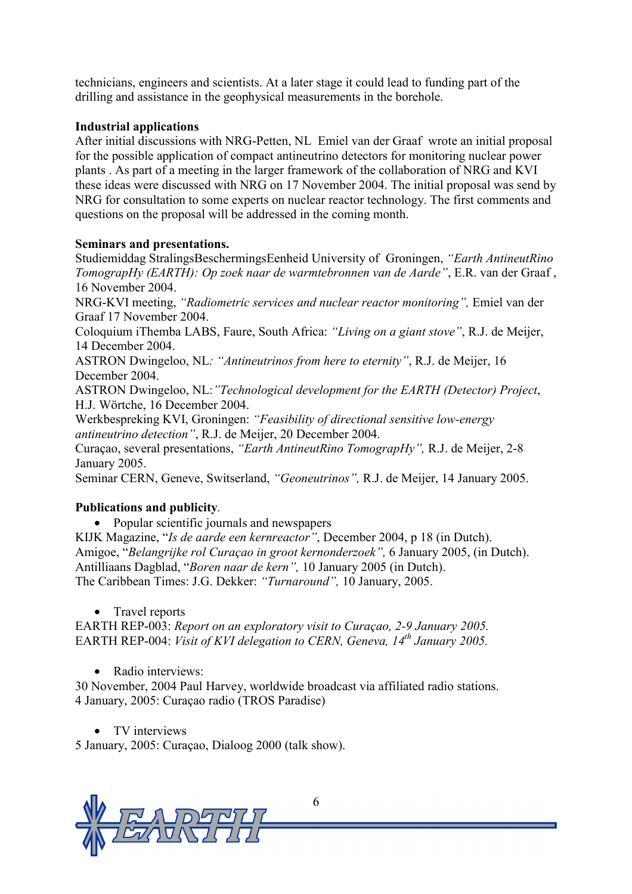technicians, engineers and scientists. At a later stage it could lead to funding part of the drilling and assistance in the geophysical measurements in the borehole.

**Industrial applications**

After initial discussions with NRG-Petten, NL Emiel van der Graaf wrote an initial proposal for the possible application of compact antineutrino detectors for monitoring nuclear power plants . As part of a meeting in the larger framework of the collaboration of NRG and KVI these ideas were discussed with NRG on 17 November 2004. The initial proposal was send by NRG for consultation to some experts on nuclear reactor technology. The first comments and questions on the proposal will be addressed in the coming month.

**Seminars and presentations.**

Studiemiddag StralingsBeschermingsEenheid University of Groningen, *"Earth AntineutRino TomograpHy (EARTH): Op zoek naar de warmtebronnen van de Aarde"*, E.R. van der Graaf , 16 November 2004.
NRG-KVI meeting, *"Radiometric services and nuclear reactor monitoring",* Emiel van der Graaf 17 November 2004.
Coloquium iThemba LABS, Faure, South Africa: *"Living on a giant stove"*, R.J. de Meijer, 14 December 2004.
ASTRON Dwingeloo, NL*: "Antineutrinos from here to eternity"*, R.J. de Meijer, 16 December 2004.
ASTRON Dwingeloo, NL:*"Technological development for the EARTH (Detector) Project*, H.J. Wörtche, 16 December 2004.
Werkbespreking KVI, Groningen: *"Feasibility of directional sensitive low-energy antineutrino detection"*, R.J. de Meijer, 20 December 2004.
Curaçao, several presentations, *"Earth AntineutRino TomograpHy",* R.J. de Meijer, 2-8 January 2005.
Seminar CERN, Geneve, Switserland, *"Geoneutrinos",* R.J. de Meijer, 14 January 2005.

**Publications and publicity**.

- Popular scientific journals and newspapers

KIJK Magazine, "*Is de aarde een kernreactor"*, December 2004, p 18 (in Dutch).
Amigoe, "*Belangrijke rol Curaçao in groot kernonderzoek",* 6 January 2005, (in Dutch).
Antilliaans Dagblad, "*Boren naar de kern",* 10 January 2005 (in Dutch).
The Caribbean Times: J.G. Dekker: *"Turnaround",* 10 January, 2005.

- Travel reports

EARTH REP-003: *Report on an exploratory visit to Curaçao, 2-9 January 2005.*
EARTH REP-004: *Visit of KVI delegation to CERN, Geneva, 14th January 2005.*

- Radio interviews:

30 November, 2004 Paul Harvey, worldwide broadcast via affiliated radio stations.
4 January, 2005: Curaçao radio (TROS Paradise)

- TV interviews

5 January, 2005: Curaçao, Dialoog 2000 (talk show).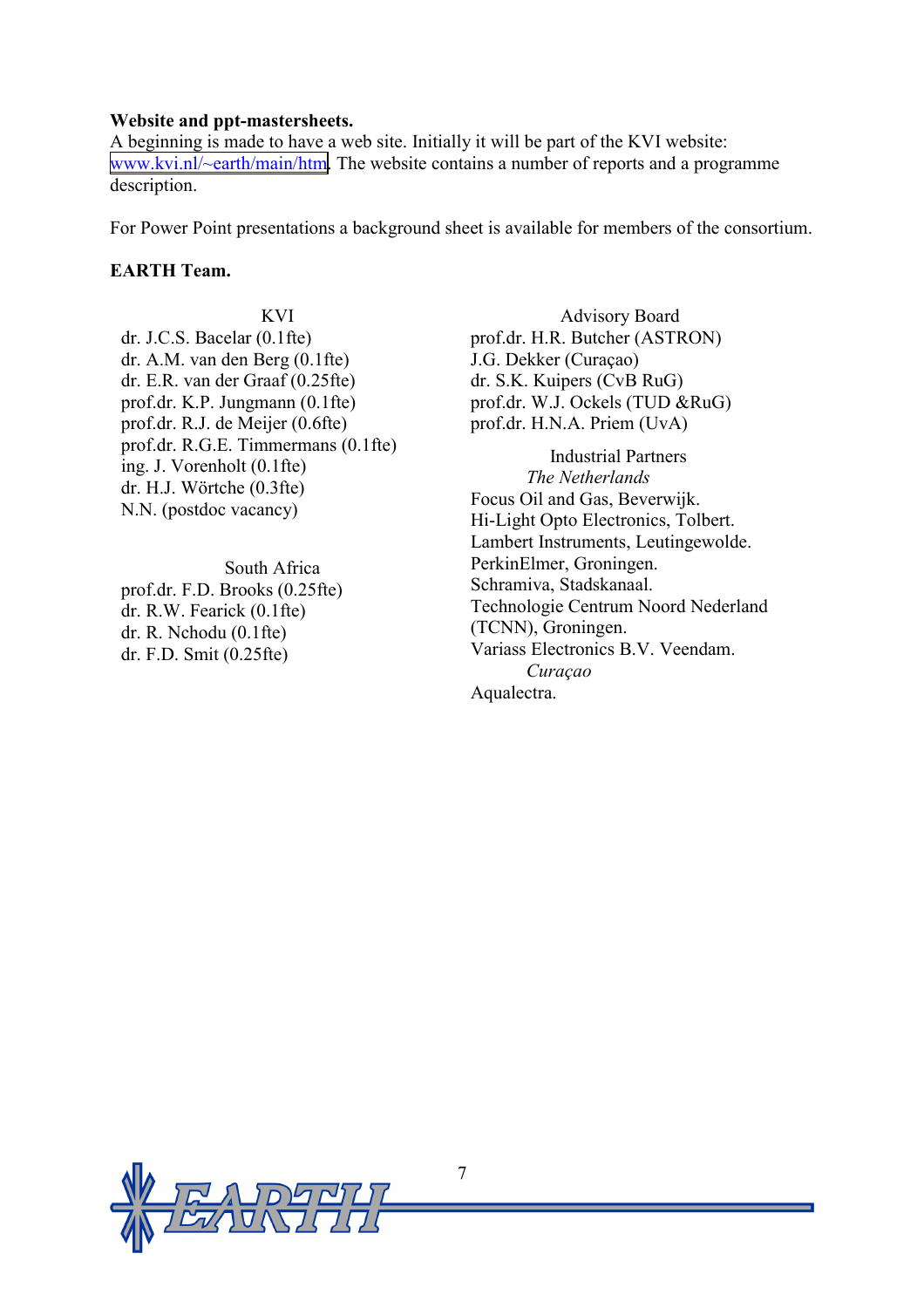**Website and ppt-mastersheets.**

A beginning is made to have a web site. Initially it will be part of the KVI website: www.kvi.nl/~earth/main/htm. The website contains a number of reports and a programme description.

For Power Point presentations a background sheet is available for members of the consortium.

**EARTH Team.**

KVI

dr. J.C.S. Bacelar (0.1fte)
dr. A.M. van den Berg (0.1fte)
dr. E.R. van der Graaf (0.25fte)
prof.dr. K.P. Jungmann (0.1fte)
prof.dr. R.J. de Meijer (0.6fte)
prof.dr. R.G.E. Timmermans (0.1fte)
ing. J. Vorenholt (0.1fte)
dr. H.J. Wörtche (0.3fte)
N.N. (postdoc vacancy)

South Africa

prof.dr. F.D. Brooks (0.25fte)
dr. R.W. Fearick (0.1fte)
dr. R. Nchodu (0.1fte)
dr. F.D. Smit (0.25fte)

Advisory Board

prof.dr. H.R. Butcher (ASTRON)
J.G. Dekker (Curaçao)
dr. S.K. Kuipers (CvB RuG)
prof.dr. W.J. Ockels (TUD &RuG)
prof.dr. H.N.A. Priem (UvA)

Industrial Partners

*The Netherlands*

Focus Oil and Gas, Beverwijk.
Hi-Light Opto Electronics, Tolbert.
Lambert Instruments, Leutingewolde.
PerkinElmer, Groningen.
Schramiva, Stadskanaal.
Technologie Centrum Noord Nederland (TCNN), Groningen.
Variass Electronics B.V. Veendam.

*Curaçao*

Aqualectra.